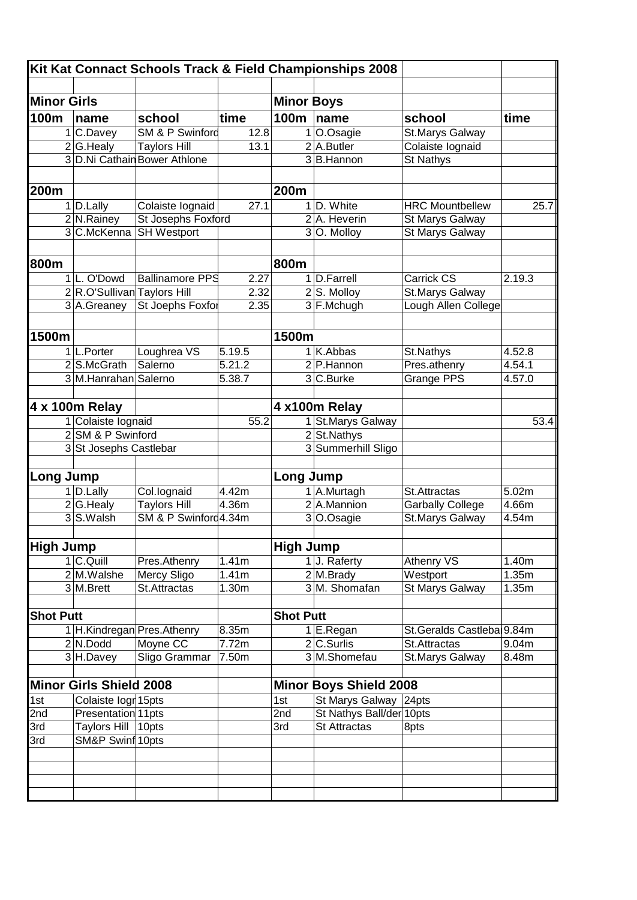# Kit Kat Connact Schools Track & Field Championships 2008

| Minor Girls | | | | Minor Boys | | | |
|---|---|---|---|---|---|---|---|
| **100m** | **name** | **school** | **time** | **100m** | **name** | **school** | **time** |
| 1 | C.Davey | SM & P Swinford | 12.8 | 1 | O.Osagie | St.Marys Galway | |
| 2 | G.Healy | Taylors Hill | 13.1 | 2 | A.Butler | Colaiste Iognaid | |
| 3 | D.Ni Cathain | Bower Athlone | | 3 | B.Hannon | St Nathys | |
| | | | | | | | |
| **200m** | | | | **200m** | | | |
| 1 | D.Lally | Colaiste Iognaid | 27.1 | 1 | D. White | HRC Mountbellew | 25.7 |
| 2 | N.Rainey | St Josephs Foxford | | 2 | A. Heverin | St Marys Galway | |
| 3 | C.McKenna | SH Westport | | 3 | O. Molloy | St Marys Galway | |
| | | | | | | | |
| **800m** | | | | **800m** | | | |
| 1 | L. O'Dowd | Ballinamore PPS | 2.27 | 1 | D.Farrell | Carrick CS | 2.19.3 |
| 2 | R.O'Sullivan | Taylors Hill | 2.32 | 2 | S. Molloy | St.Marys Galway | |
| 3 | A.Greaney | St Joephs Foxfor | 2.35 | 3 | F.Mchugh | Lough Allen College | |
| | | | | | | | |
| **1500m** | | | | **1500m** | | | |
| 1 | L.Porter | Loughrea VS | 5.19.5 | 1 | K.Abbas | St.Nathys | 4.52.8 |
| 2 | S.McGrath | Salerno | 5.21.2 | 2 | P.Hannon | Pres.athenry | 4.54.1 |
| 3 | M.Hanrahan | Salerno | 5.38.7 | 3 | C.Burke | Grange PPS | 4.57.0 |
| | | | | | | | |
| **4 x 100m Relay** | | | | **4 x100m Relay** | | | |
| 1 | Colaiste Iognaid | | 55.2 | 1 | St.Marys Galway | | 53.4 |
| 2 | SM & P Swinford | | | 2 | St.Nathys | | |
| 3 | St Josephs Castlebar | | | 3 | Summerhill Sligo | | |
| | | | | | | | |
| **Long Jump** | | | | **Long Jump** | | | |
| 1 | D.Lally | Col.Iognaid | 4.42m | 1 | A.Murtagh | St.Attractas | 5.02m |
| 2 | G.Healy | Taylors Hill | 4.36m | 2 | A.Mannion | Garbally College | 4.66m |
| 3 | S.Walsh | SM & P Swinford | 4.34m | 3 | O.Osagie | St.Marys Galway | 4.54m |
| | | | | | | | |
| **High Jump** | | | | **High Jump** | | | |
| 1 | C.Quill | Pres.Athenry | 1.41m | 1 | J. Raferty | Athenry VS | 1.40m |
| 2 | M.Walshe | Mercy Sligo | 1.41m | 2 | M.Brady | Westport | 1.35m |
| 3 | M.Brett | St.Attractas | 1.30m | 3 | M. Shomafan | St Marys Galway | 1.35m |
| | | | | | | | |
| **Shot Putt** | | | | **Shot Putt** | | | |
| 1 | H.Kindregan | Pres.Athenry | 8.35m | 1 | E.Regan | St.Geralds Castlebar | 9.84m |
| 2 | N.Dodd | Moyne CC | 7.72m | 2 | C.Surlis | St.Attractas | 9.04m |
| 3 | H.Davey | Sligo Grammar | 7.50m | 3 | M.Shomefau | St.Marys Galway | 8.48m |
| | | | | | | | |
| **Minor Girls Shield 2008** | | | | **Minor Boys Shield 2008** | | | |
| 1st | Colaiste Iogn | 15pts | | 1st | St Marys Galway | 24pts | |
| 2nd | Presentation | 11pts | | 2nd | St Nathys Ball/der | 10pts | |
| 3rd | Taylors Hill | 10pts | | 3rd | St Attractas | 8pts | |
| 3rd | SM&P Swinf | 10pts | | | | | |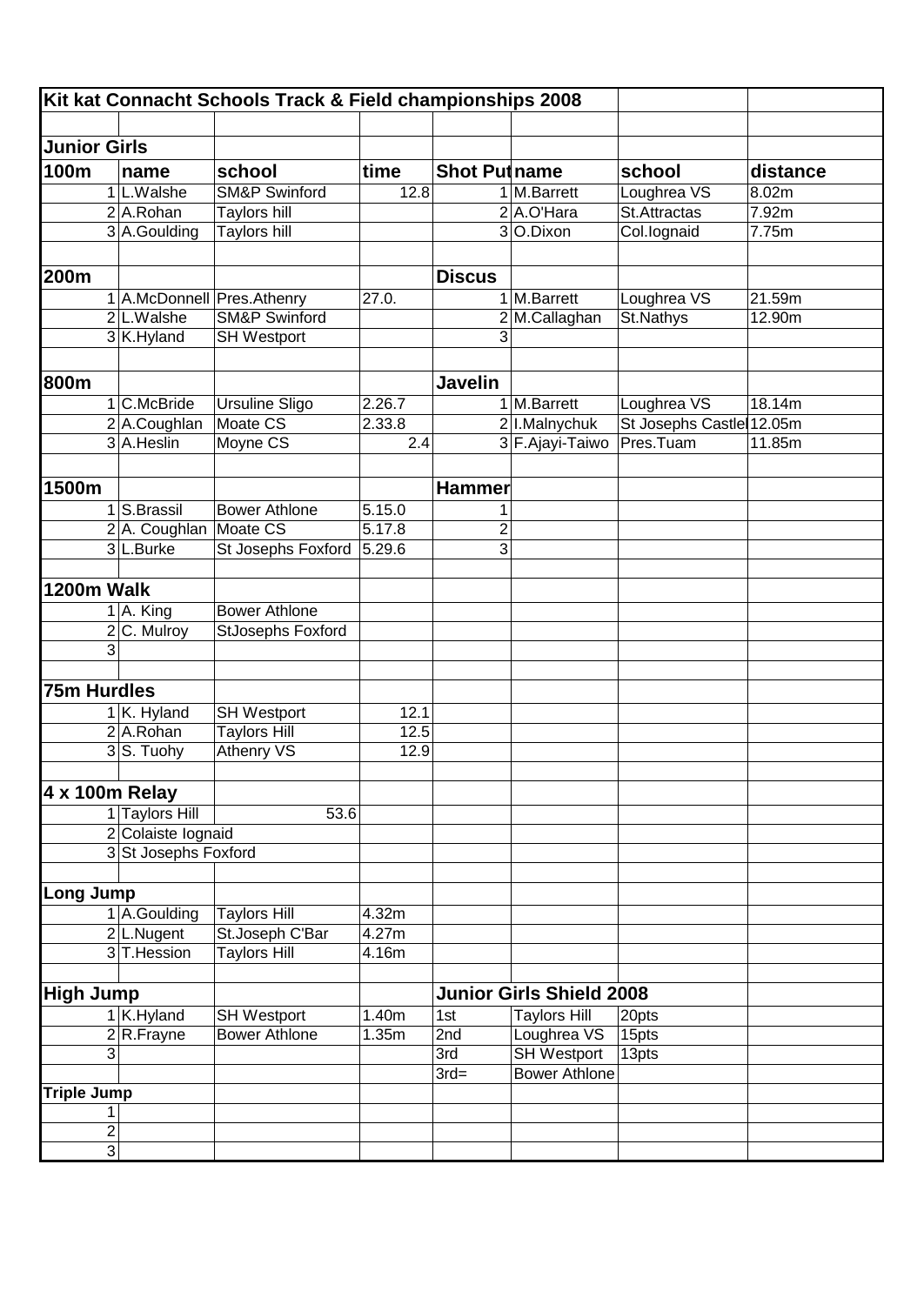| Kit kat Connacht Schools Track & Field championships 2008 | | | | | | | |
|---|---|---|---|---|---|---|---|
| | | | | | | | |
| **Junior Girls** | | | | | | | |
| **100m** | **name** | **school** | **time** | **Shot Put** | **name** | **school** | **distance** |
| 1 | L.Walshe | SM&P Swinford | 12.8 | 1 | M.Barrett | Loughrea VS | 8.02m |
| 2 | A.Rohan | Taylors hill | | 2 | A.O'Hara | St.Attractas | 7.92m |
| 3 | A.Goulding | Taylors hill | | 3 | O.Dixon | Col.Iognaid | 7.75m |
| | | | | | | | |
| **200m** | | | | **Discus** | | | |
| 1 | A.McDonnell | Pres.Athenry | 27.0. | 1 | M.Barrett | Loughrea VS | 21.59m |
| 2 | L.Walshe | SM&P Swinford | | 2 | M.Callaghan | St.Nathys | 12.90m |
| 3 | K.Hyland | SH Westport | | 3 | | | |
| | | | | | | | |
| **800m** | | | | **Javelin** | | | |
| 1 | C.McBride | Ursuline Sligo | 2.26.7 | 1 | M.Barrett | Loughrea VS | 18.14m |
| 2 | A.Coughlan | Moate CS | 2.33.8 | 2 | I.Malnychuk | St Josephs Castle | 12.05m |
| 3 | A.Heslin | Moyne CS | 2.4 | 3 | F.Ajayi-Taiwo | Pres.Tuam | 11.85m |
| | | | | | | | |
| **1500m** | | | | **Hammer** | | | |
| 1 | S.Brassil | Bower Athlone | 5.15.0 | 1 | | | |
| 2 | A. Coughlan | Moate CS | 5.17.8 | 2 | | | |
| 3 | L.Burke | St Josephs Foxford | 5.29.6 | 3 | | | |
| | | | | | | | |
| **1200m Walk** | | | | | | | |
| 1 | A. King | Bower Athlone | | | | | |
| 2 | C. Mulroy | StJosephs Foxford | | | | | |
| 3 | | | | | | | |
| | | | | | | | |
| **75m Hurdles** | | | | | | | |
| 1 | K. Hyland | SH Westport | 12.1 | | | | |
| 2 | A.Rohan | Taylors Hill | 12.5 | | | | |
| 3 | S. Tuohy | Athenry VS | 12.9 | | | | |
| | | | | | | | |
| **4 x 100m Relay** | | | | | | | |
| 1 | Taylors Hill | 53.6 | | | | | |
| 2 | Colaiste Iognaid | | | | | | |
| 3 | St Josephs Foxford | | | | | | |
| | | | | | | | |
| **Long Jump** | | | | | | | |
| 1 | A.Goulding | Taylors Hill | 4.32m | | | | |
| 2 | L.Nugent | St.Joseph C'Bar | 4.27m | | | | |
| 3 | T.Hession | Taylors Hill | 4.16m | | | | |
| | | | | | | | |
| **High Jump** | | | | **Junior Girls Shield 2008** | | | |
| 1 | K.Hyland | SH Westport | 1.40m | 1st | Taylors Hill | 20pts | |
| 2 | R.Frayne | Bower Athlone | 1.35m | 2nd | Loughrea VS | 15pts | |
| 3 | | | | 3rd | SH Westport | 13pts | |
| | | | | 3rd= | Bower Athlone | | |
| **Triple Jump** | | | | | | | |
| 1 | | | | | | | |
| 2 | | | | | | | |
| 3 | | | | | | | |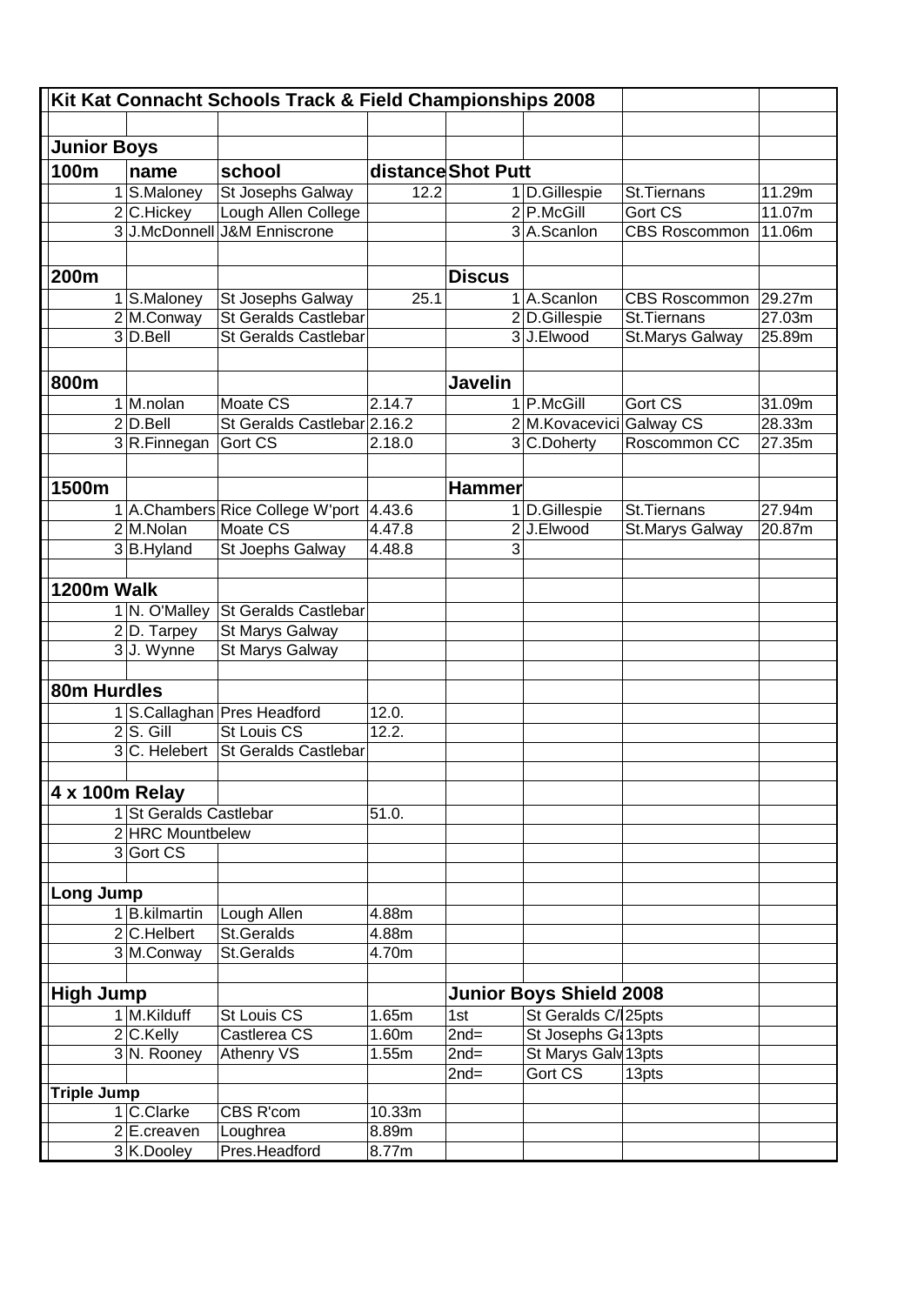# Kit Kat Connacht Schools Track & Field Championships 2008

## Junior Boys

| 100m | name | school | distance |
|---|---|---|---|
| 1 | S.Maloney | St Josephs Galway | 12.2 |
| 2 | C.Hickey | Lough Allen College | |
| 3 | J.McDonnell | J&M Enniscrone | |

| 200m | | | |
|---|---|---|---|
| 1 | S.Maloney | St Josephs Galway | 25.1 |
| 2 | M.Conway | St Geralds Castlebar | |
| 3 | D.Bell | St Geralds Castlebar | |

| 800m | | | |
|---|---|---|---|
| 1 | M.nolan | Moate CS | 2.14.7 |
| 2 | D.Bell | St Geralds Castlebar | 2.16.2 |
| 3 | R.Finnegan | Gort CS | 2.18.0 |

| 1500m | | | |
|---|---|---|---|
| 1 | A.Chambers | Rice College W'port | 4.43.6 |
| 2 | M.Nolan | Moate CS | 4.47.8 |
| 3 | B.Hyland | St Joephs Galway | 4.48.8 |

| 1200m Walk | | |
|---|---|---|
| 1 | N. O'Malley | St Geralds Castlebar |
| 2 | D. Tarpey | St Marys Galway |
| 3 | J. Wynne | St Marys Galway |

| 80m Hurdles | | | |
|---|---|---|---|
| 1 | S.Callaghan | Pres Headford | 12.0. |
| 2 | S. Gill | St Louis CS | 12.2. |
| 3 | C. Helebert | St Geralds Castlebar | |

| 4 x 100m Relay | | |
|---|---|---|
| 1 | St Geralds Castlebar | 51.0. |
| 2 | HRC Mountbelew | |
| 3 | Gort CS | |

| Long Jump | | | |
|---|---|---|---|
| 1 | B.kilmartin | Lough Allen | 4.88m |
| 2 | C.Helbert | St.Geralds | 4.88m |
| 3 | M.Conway | St.Geralds | 4.70m |

| High Jump | | | |
|---|---|---|---|
| 1 | M.Kilduff | St Louis CS | 1.65m |
| 2 | C.Kelly | Castlerea CS | 1.60m |
| 3 | N. Rooney | Athenry VS | 1.55m |

| Triple Jump | | | |
|---|---|---|---|
| 1 | C.Clarke | CBS R'com | 10.33m |
| 2 | E.creaven | Loughrea | 8.89m |
| 3 | K.Dooley | Pres.Headford | 8.77m |

| Shot Putt | | | |
|---|---|---|---|
| 1 | D.Gillespie | St.Tiernans | 11.29m |
| 2 | P.McGill | Gort CS | 11.07m |
| 3 | A.Scanlon | CBS Roscommon | 11.06m |

| Discus | | | |
|---|---|---|---|
| 1 | A.Scanlon | CBS Roscommon | 29.27m |
| 2 | D.Gillespie | St.Tiernans | 27.03m |
| 3 | J.Elwood | St.Marys Galway | 25.89m |

| Javelin | | | |
|---|---|---|---|
| 1 | P.McGill | Gort CS | 31.09m |
| 2 | M.Kovacevici | Galway CS | 28.33m |
| 3 | C.Doherty | Roscommon CC | 27.35m |

| Hammer | | | |
|---|---|---|---|
| 1 | D.Gillespie | St.Tiernans | 27.94m |
| 2 | J.Elwood | St.Marys Galway | 20.87m |
| 3 | | | |

| Junior Boys Shield 2008 | | |
|---|---|---|
| 1st | St Geralds C/ | 25pts |
| 2nd= | St Josephs G | 13pts |
| 2nd= | St Marys Galv | 13pts |
| 2nd= | Gort CS | 13pts |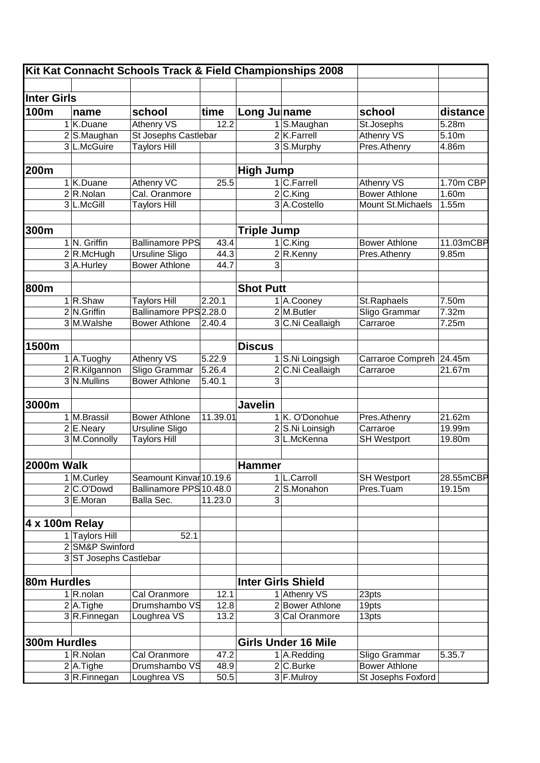# Kit Kat Connacht Schools Track & Field Championships 2008

## Inter Girls

| 100m | name | school | time | Long Ju | name | school | distance |
|---|---|---|---|---|---|---|---|
| 1 | K.Duane | Athenry VS | 12.2 | 1 | S.Maughan | St.Josephs | 5.28m |
| 2 | S.Maughan | St Josephs Castlebar | | 2 | K.Farrell | Athenry VS | 5.10m |
| 3 | L.McGuire | Taylors Hill | | 3 | S.Murphy | Pres.Athenry | 4.86m |
| | | | | | | | |
| **200m** | | | | **High Jump** | | | |
| 1 | K.Duane | Athenry VC | 25.5 | 1 | C.Farrell | Athenry VS | 1.70m CBP |
| 2 | R.Nolan | Cal. Oranmore | | 2 | C.King | Bower Athlone | 1.60m |
| 3 | L.McGill | Taylors Hill | | 3 | A.Costello | Mount St.Michaels | 1.55m |
| | | | | | | | |
| **300m** | | | | **Triple Jump** | | | |
| 1 | N. Griffin | Ballinamore PPS | 43.4 | 1 | C.King | Bower Athlone | 11.03mCBP |
| 2 | R.McHugh | Ursuline Sligo | 44.3 | 2 | R.Kenny | Pres.Athenry | 9.85m |
| 3 | A.Hurley | Bower Athlone | 44.7 | 3 | | | |
| | | | | | | | |
| **800m** | | | | **Shot Putt** | | | |
| 1 | R.Shaw | Taylors Hill | 2.20.1 | 1 | A.Cooney | St.Raphaels | 7.50m |
| 2 | N.Griffin | Ballinamore PPS | 2.28.0 | 2 | M.Butler | Sligo Grammar | 7.32m |
| 3 | M.Walshe | Bower Athlone | 2.40.4 | 3 | C.Ni Ceallaigh | Carraroe | 7.25m |
| | | | | | | | |
| **1500m** | | | | **Discus** | | | |
| 1 | A.Tuoghy | Athenry VS | 5.22.9 | 1 | S.Ni Loingsigh | Carraroe Compreh | 24.45m |
| 2 | R.Kilgannon | Sligo Grammar | 5.26.4 | 2 | C.Ni Ceallaigh | Carraroe | 21.67m |
| 3 | N.Mullins | Bower Athlone | 5.40.1 | 3 | | | |
| | | | | | | | |
| **3000m** | | | | **Javelin** | | | |
| 1 | M.Brassil | Bower Athlone | 11.39.01 | 1 | K. O'Donohue | Pres.Athenry | 21.62m |
| 2 | E.Neary | Ursuline Sligo | | 2 | S.Ni Loinsigh | Carraroe | 19.99m |
| 3 | M.Connolly | Taylors Hill | | 3 | L.McKenna | SH Westport | 19.80m |
| | | | | | | | |
| **2000m Walk** | | | | **Hammer** | | | |
| 1 | M.Curley | Seamount Kinvar | 10.19.6 | 1 | L.Carroll | SH Westport | 28.55mCBP |
| 2 | C.O'Dowd | Ballinamore PPS | 10.48.0 | 2 | S.Monahon | Pres.Tuam | 19.15m |
| 3 | E.Moran | Balla Sec. | 11.23.0 | 3 | | | |
| | | | | | | | |
| **4 x 100m Relay** | | | | | | | |
| 1 | Taylors Hill | 52.1 | | | | | |
| 2 | SM&P Swinford | | | | | | |
| 3 | ST Josephs Castlebar | | | | | | |
| | | | | | | | |
| **80m Hurdles** | | | | **Inter Girls Shield** | | | |
| 1 | R.nolan | Cal Oranmore | 12.1 | 1 | Athenry VS | 23pts | |
| 2 | A.Tighe | Drumshambo VS | 12.8 | 2 | Bower Athlone | 19pts | |
| 3 | R.Finnegan | Loughrea VS | 13.2 | 3 | Cal Oranmore | 13pts | |
| | | | | | | | |
| **300m Hurdles** | | | | **Girls Under 16 Mile** | | | |
| 1 | R.Nolan | Cal Oranmore | 47.2 | 1 | A.Redding | Sligo Grammar | 5.35.7 |
| 2 | A.Tighe | Drumshambo VS | 48.9 | 2 | C.Burke | Bower Athlone | |
| 3 | R.Finnegan | Loughrea VS | 50.5 | 3 | F.Mulroy | St Josephs Foxford | |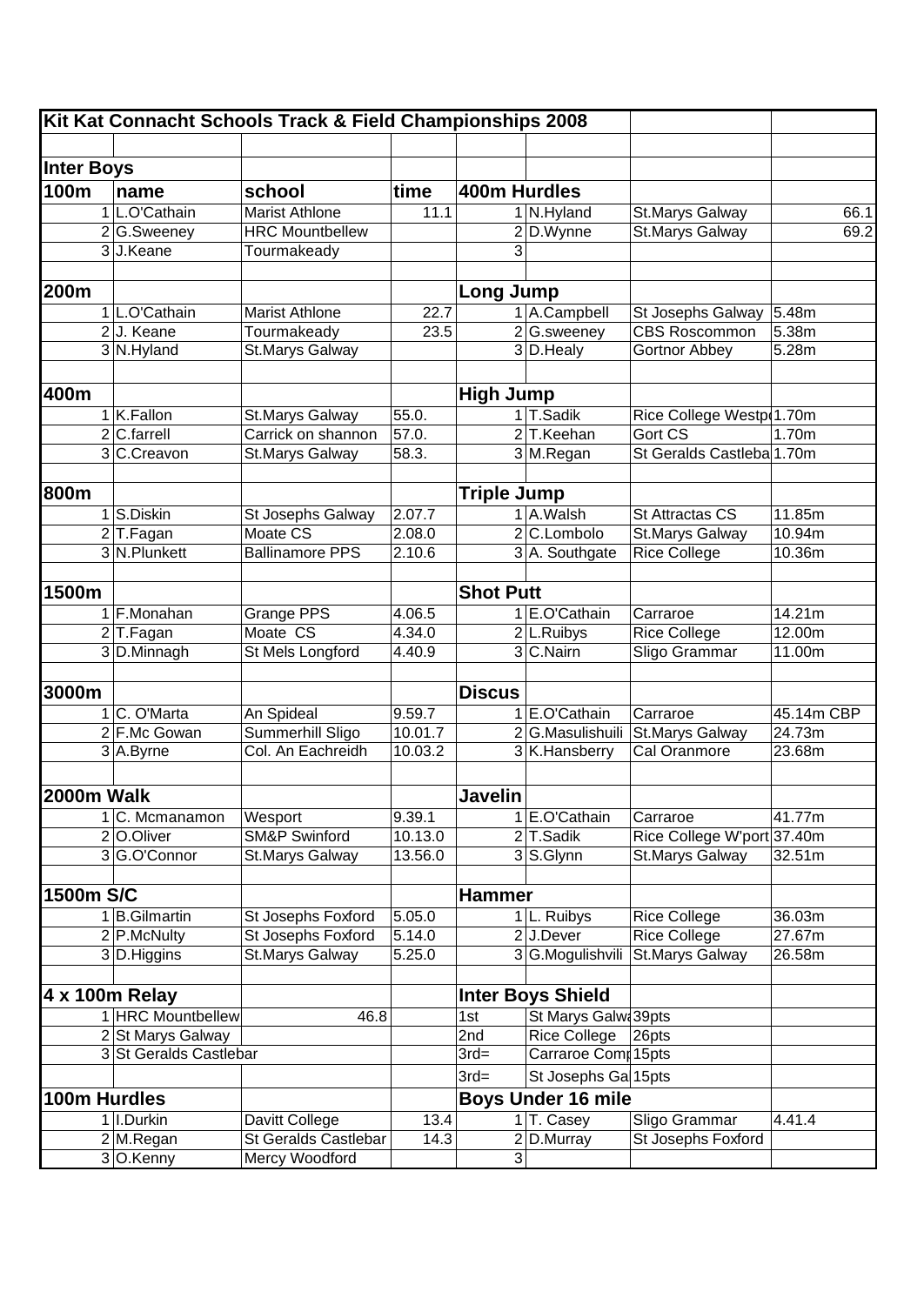# Kit Kat Connacht Schools Track & Field Championships 2008

## Inter Boys

| 100m | name | school | time | 400m Hurdles | | | |
|---|---|---|---|---|---|---|---|
| 1 | L.O'Cathain | Marist Athlone | 11.1 | 1 | N.Hyland | St.Marys Galway | 66.1 |
| 2 | G.Sweeney | HRC Mountbellew | | 2 | D.Wynne | St.Marys Galway | 69.2 |
| 3 | J.Keane | Tourmakeady | | 3 | | | |
| | | | | | | | |
| **200m** | | | | **Long Jump** | | | |
| 1 | L.O'Cathain | Marist Athlone | 22.7 | 1 | A.Campbell | St Josephs Galway | 5.48m |
| 2 | J. Keane | Tourmakeady | 23.5 | 2 | G.sweeney | CBS Roscommon | 5.38m |
| 3 | N.Hyland | St.Marys Galway | | 3 | D.Healy | Gortnor Abbey | 5.28m |
| | | | | | | | |
| **400m** | | | | **High Jump** | | | |
| 1 | K.Fallon | St.Marys Galway | 55.0. | 1 | T.Sadik | Rice College Westp | 1.70m |
| 2 | C.farrell | Carrick on shannon | 57.0. | 2 | T.Keehan | Gort CS | 1.70m |
| 3 | C.Creavon | St.Marys Galway | 58.3. | 3 | M.Regan | St Geralds Castleba | 1.70m |
| | | | | | | | |
| **800m** | | | | **Triple Jump** | | | |
| 1 | S.Diskin | St Josephs Galway | 2.07.7 | 1 | A.Walsh | St Attractas CS | 11.85m |
| 2 | T.Fagan | Moate CS | 2.08.0 | 2 | C.Lombolo | St.Marys Galway | 10.94m |
| 3 | N.Plunkett | Ballinamore PPS | 2.10.6 | 3 | A. Southgate | Rice College | 10.36m |
| | | | | | | | |
| **1500m** | | | | **Shot Putt** | | | |
| 1 | F.Monahan | Grange PPS | 4.06.5 | 1 | E.O'Cathain | Carraroe | 14.21m |
| 2 | T.Fagan | Moate CS | 4.34.0 | 2 | L.Ruibys | Rice College | 12.00m |
| 3 | D.Minnagh | St Mels Longford | 4.40.9 | 3 | C.Nairn | Sligo Grammar | 11.00m |
| | | | | | | | |
| **3000m** | | | | **Discus** | | | |
| 1 | C. O'Marta | An Spideal | 9.59.7 | 1 | E.O'Cathain | Carraroe | 45.14m CBP |
| 2 | F.Mc Gowan | Summerhill Sligo | 10.01.7 | 2 | G.Masulishuili | St.Marys Galway | 24.73m |
| 3 | A.Byrne | Col. An Eachreidh | 10.03.2 | 3 | K.Hansberry | Cal Oranmore | 23.68m |
| | | | | | | | |
| **2000m Walk** | | | | **Javelin** | | | |
| 1 | C. Mcmanamon | Wesport | 9.39.1 | 1 | E.O'Cathain | Carraroe | 41.77m |
| 2 | O.Oliver | SM&P Swinford | 10.13.0 | 2 | T.Sadik | Rice College W'port | 37.40m |
| 3 | G.O'Connor | St.Marys Galway | 13.56.0 | 3 | S.Glynn | St.Marys Galway | 32.51m |
| | | | | | | | |
| **1500m S/C** | | | | **Hammer** | | | |
| 1 | B.Gilmartin | St Josephs Foxford | 5.05.0 | 1 | L. Ruibys | Rice College | 36.03m |
| 2 | P.McNulty | St Josephs Foxford | 5.14.0 | 2 | J.Dever | Rice College | 27.67m |
| 3 | D.Higgins | St.Marys Galway | 5.25.0 | 3 | G.Mogulishvili | St.Marys Galway | 26.58m |
| | | | | | | | |
| **4 x 100m Relay** | | | | **Inter Boys Shield** | | | |
| 1 | HRC Mountbellew | 46.8 | | 1st | St Marys Galw | 39pts | |
| 2 | St Marys Galway | | | 2nd | Rice College | 26pts | |
| 3 | St Geralds Castlebar | | | 3rd= | Carraroe Comp | 15pts | |
| | | | | 3rd= | St Josephs Ga | 15pts | |
| **100m Hurdles** | | | | **Boys Under 16 mile** | | | |
| 1 | I.Durkin | Davitt College | 13.4 | 1 | T. Casey | Sligo Grammar | 4.41.4 |
| 2 | M.Regan | St Geralds Castlebar | 14.3 | 2 | D.Murray | St Josephs Foxford | |
| 3 | O.Kenny | Mercy Woodford | | 3 | | | |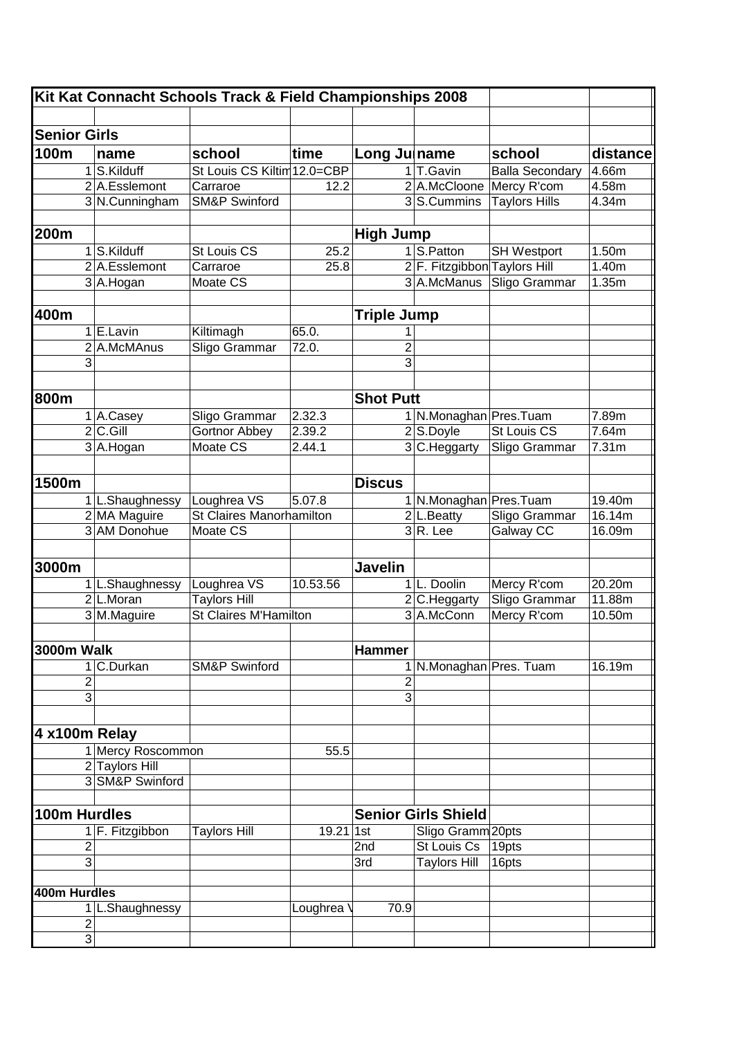| Kit Kat Connacht Schools Track & Field Championships 2008 | | | | | | | |
|---|---|---|---|---|---|---|---|
| | | | | | | | |
| **Senior Girls** | | | | | | | |
| **100m** | **name** | **school** | **time** | **Long Ju** | **name** | **school** | **distance** |
| 1 | S.Kilduff | St Louis CS Kiltim | 12.0=CBP | 1 | T.Gavin | Balla Secondary | 4.66m |
| 2 | A.Esslemont | Carraroe | 12.2 | 2 | A.McCloone | Mercy R'com | 4.58m |
| 3 | N.Cunningham | SM&P Swinford | | 3 | S.Cummins | Taylors Hills | 4.34m |
| | | | | | | | |
| **200m** | | | | **High Jump** | | | |
| 1 | S.Kilduff | St Louis CS | 25.2 | 1 | S.Patton | SH Westport | 1.50m |
| 2 | A.Esslemont | Carraroe | 25.8 | 2 | F. Fitzgibbon | Taylors Hill | 1.40m |
| 3 | A.Hogan | Moate CS | | 3 | A.McManus | Sligo Grammar | 1.35m |
| | | | | | | | |
| **400m** | | | | **Triple Jump** | | | |
| 1 | E.Lavin | Kiltimagh | 65.0. | 1 | | | |
| 2 | A.McMAnus | Sligo Grammar | 72.0. | 2 | | | |
| 3 | | | | 3 | | | |
| | | | | | | | |
| **800m** | | | | **Shot Putt** | | | |
| 1 | A.Casey | Sligo Grammar | 2.32.3 | 1 | N.Monaghan | Pres.Tuam | 7.89m |
| 2 | C.Gill | Gortnor Abbey | 2.39.2 | 2 | S.Doyle | St Louis CS | 7.64m |
| 3 | A.Hogan | Moate CS | 2.44.1 | 3 | C.Heggarty | Sligo Grammar | 7.31m |
| | | | | | | | |
| **1500m** | | | | **Discus** | | | |
| 1 | L.Shaughnessy | Loughrea VS | 5.07.8 | 1 | N.Monaghan | Pres.Tuam | 19.40m |
| 2 | MA Maguire | St Claires Manorhamilton | | 2 | L.Beatty | Sligo Grammar | 16.14m |
| 3 | AM Donohue | Moate CS | | 3 | R. Lee | Galway CC | 16.09m |
| | | | | | | | |
| **3000m** | | | | **Javelin** | | | |
| 1 | L.Shaughnessy | Loughrea VS | 10.53.56 | 1 | L. Doolin | Mercy R'com | 20.20m |
| 2 | L.Moran | Taylors Hill | | 2 | C.Heggarty | Sligo Grammar | 11.88m |
| 3 | M.Maguire | St Claires M'Hamilton | | 3 | A.McConn | Mercy R'com | 10.50m |
| | | | | | | | |
| **3000m Walk** | | | | **Hammer** | | | |
| 1 | C.Durkan | SM&P Swinford | | 1 | N.Monaghan | Pres. Tuam | 16.19m |
| 2 | | | | 2 | | | |
| 3 | | | | 3 | | | |
| | | | | | | | |
| **4 x100m Relay** | | | | | | | |
| 1 | Mercy Roscommon | | 55.5 | | | | |
| 2 | Taylors Hill | | | | | | |
| 3 | SM&P Swinford | | | | | | |
| | | | | | | | |
| **100m Hurdles** | | | | **Senior Girls Shield** | | | |
| 1 | F. Fitzgibbon | Taylors Hill | 19.21 | 1st | Sligo Gramm | 20pts | |
| 2 | | | | 2nd | St Louis Cs | 19pts | |
| 3 | | | | 3rd | Taylors Hill | 16pts | |
| | | | | | | | |
| **400m Hurdles** | | | | | | | |
| 1 | L.Shaughnessy | | Loughrea V | 70.9 | | | |
| 2 | | | | | | | |
| 3 | | | | | | | |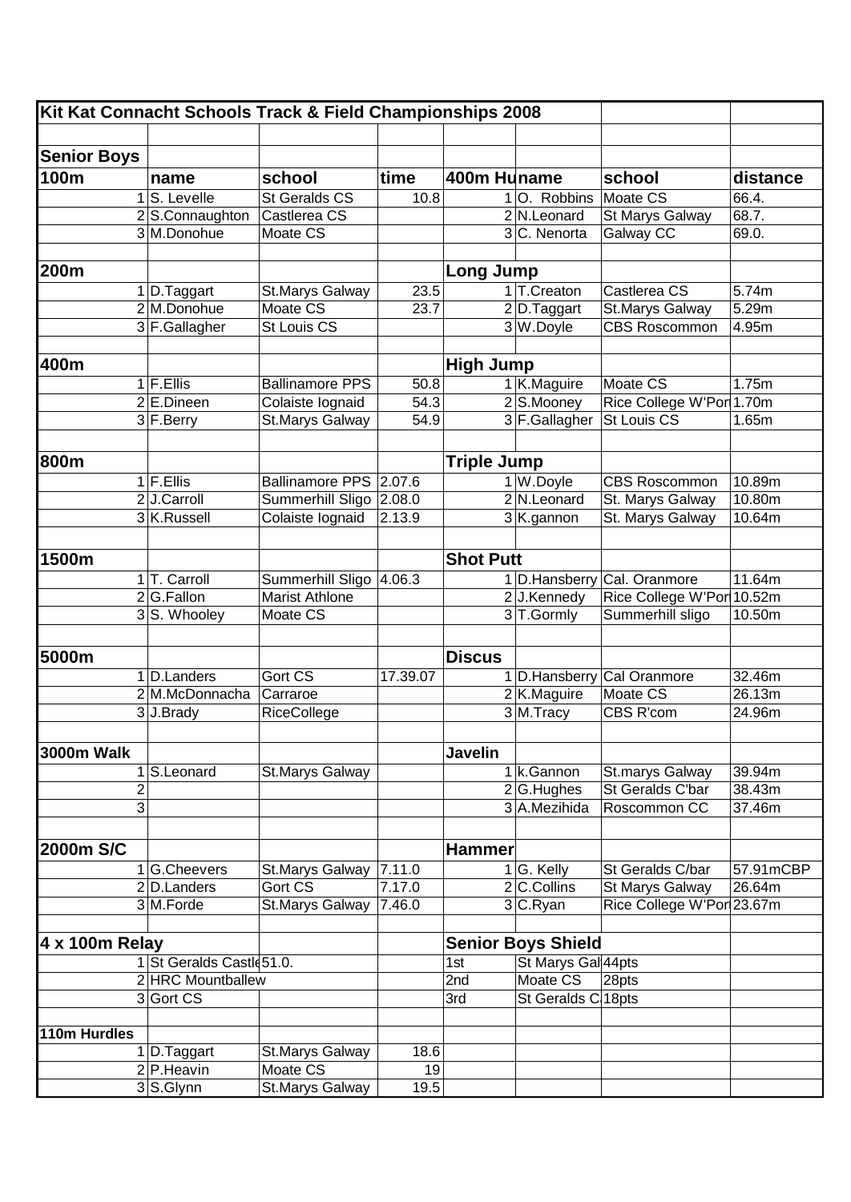# Kit Kat Connacht Schools Track & Field Championships 2008

## Senior Boys

| | | | | | | | |
|---|---|---|---|---|---|---|---|
| **100m** | **name** | **school** | **time** | **400m Hu** | **name** | **school** | **distance** |
| 1 | S. Levelle | St Geralds CS | 10.8 | 1 | O. Robbins | Moate CS | 66.4. |
| 2 | S.Connaughton | Castlerea CS | | 2 | N.Leonard | St Marys Galway | 68.7. |
| 3 | M.Donohue | Moate CS | | 3 | C. Nenorta | Galway CC | 69.0. |
| | | | | | | | |
| **200m** | | | | **Long Jump** | | | |
| 1 | D.Taggart | St.Marys Galway | 23.5 | 1 | T.Creaton | Castlerea CS | 5.74m |
| 2 | M.Donohue | Moate CS | 23.7 | 2 | D.Taggart | St.Marys Galway | 5.29m |
| 3 | F.Gallagher | St Louis CS | | 3 | W.Doyle | CBS Roscommon | 4.95m |
| | | | | | | | |
| **400m** | | | | **High Jump** | | | |
| 1 | F.Ellis | Ballinamore PPS | 50.8 | 1 | K.Maguire | Moate CS | 1.75m |
| 2 | E.Dineen | Colaiste Iognaid | 54.3 | 2 | S.Mooney | Rice College W'Port | 1.70m |
| 3 | F.Berry | St.Marys Galway | 54.9 | 3 | F.Gallagher | St Louis CS | 1.65m |
| | | | | | | | |
| **800m** | | | | **Triple Jump** | | | |
| 1 | F.Ellis | Ballinamore PPS | 2.07.6 | 1 | W.Doyle | CBS Roscommon | 10.89m |
| 2 | J.Carroll | Summerhill Sligo | 2.08.0 | 2 | N.Leonard | St. Marys Galway | 10.80m |
| 3 | K.Russell | Colaiste Iognaid | 2.13.9 | 3 | K.gannon | St. Marys Galway | 10.64m |
| | | | | | | | |
| **1500m** | | | | **Shot Putt** | | | |
| 1 | T. Carroll | Summerhill Sligo | 4.06.3 | 1 | D.Hansberry | Cal. Oranmore | 11.64m |
| 2 | G.Fallon | Marist Athlone | | 2 | J.Kennedy | Rice College W'Port | 10.52m |
| 3 | S. Whooley | Moate CS | | 3 | T.Gormly | Summerhill sligo | 10.50m |
| | | | | | | | |
| **5000m** | | | | **Discus** | | | |
| 1 | D.Landers | Gort CS | 17.39.07 | 1 | D.Hansberry | Cal Oranmore | 32.46m |
| 2 | M.McDonnacha | Carraroe | | 2 | K.Maguire | Moate CS | 26.13m |
| 3 | J.Brady | RiceCollege | | 3 | M.Tracy | CBS R'com | 24.96m |
| | | | | | | | |
| **3000m Walk** | | | | **Javelin** | | | |
| 1 | S.Leonard | St.Marys Galway | | 1 | k.Gannon | St.marys Galway | 39.94m |
| 2 | | | | 2 | G.Hughes | St Geralds C'bar | 38.43m |
| 3 | | | | 3 | A.Mezihida | Roscommon CC | 37.46m |
| | | | | | | | |
| **2000m S/C** | | | | **Hammer** | | | |
| 1 | G.Cheevers | St.Marys Galway | 7.11.0 | 1 | G. Kelly | St Geralds C/bar | 57.91mCBP |
| 2 | D.Landers | Gort CS | 7.17.0 | 2 | C.Collins | St Marys Galway | 26.64m |
| 3 | M.Forde | St.Marys Galway | 7.46.0 | 3 | C.Ryan | Rice College W'Port | 23.67m |
| | | | | | | | |
| **4 x 100m Relay** | | | | **Senior Boys Shield** | | | |
| 1 | St Geralds Castlebar | 51.0. | | 1st | St Marys Galway | 44pts | |
| 2 | HRC Mountbellew | | | 2nd | Moate CS | 28pts | |
| 3 | Gort CS | | | 3rd | St Geralds C/bar | 18pts | |
| | | | | | | | |
| **110m Hurdles** | | | | | | | |
| 1 | D.Taggart | St.Marys Galway | 18.6 | | | | |
| 2 | P.Heavin | Moate CS | 19 | | | | |
| 3 | S.Glynn | St.Marys Galway | 19.5 | | | | |